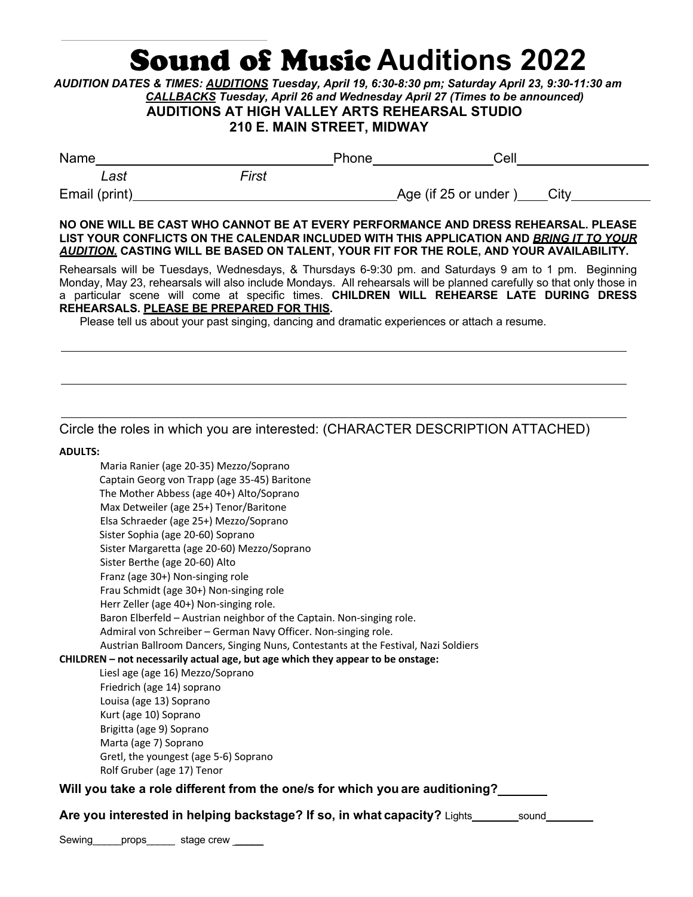# Sound of Music Auditions 2022

***AUDITION DATES & TIMES: <u>AUDITIONS</u> Tuesday, April 19, 6:30-8:30 pm; Saturday April 23, 9:30-11:30 am***
***<u>CALLBACKS</u> Tuesday, April 26 and Wednesday April 27 (Times to be announced)***

**AUDITIONS AT HIGH VALLEY ARTS REHEARSAL STUDIO**
**210 E. MAIN STREET, MIDWAY**

Name ______________________________ Phone ________________ Cell __________________
*Last* *First*

Email (print) ______________________________ Age (if 25 or under) ____ City __________

**NO ONE WILL BE CAST WHO CANNOT BE AT EVERY PERFORMANCE AND DRESS REHEARSAL. PLEASE LIST YOUR CONFLICTS ON THE CALENDAR INCLUDED WITH THIS APPLICATION AND *<u>BRING IT TO YOUR AUDITION.</u>* CASTING WILL BE BASED ON TALENT, YOUR FIT FOR THE ROLE, AND YOUR AVAILABILITY.**

Rehearsals will be Tuesdays, Wednesdays, & Thursdays 6-9:30 pm. and Saturdays 9 am to 1 pm. Beginning Monday, May 23, rehearsals will also include Mondays. All rehearsals will be planned carefully so that only those in a particular scene will come at specific times. **CHILDREN WILL REHEARSE LATE DURING DRESS REHEARSALS. <u>PLEASE BE PREPARED FOR THIS</u>.**

Please tell us about your past singing, dancing and dramatic experiences or attach a resume.

______________________________________________________________________

______________________________________________________________________

______________________________________________________________________

Circle the roles in which you are interested: (CHARACTER DESCRIPTION ATTACHED)

**ADULTS:**

- Maria Ranier (age 20-35) Mezzo/Soprano
- Captain Georg von Trapp (age 35-45) Baritone
- The Mother Abbess (age 40+) Alto/Soprano
- Max Detweiler (age 25+) Tenor/Baritone
- Elsa Schraeder (age 25+) Mezzo/Soprano
- Sister Sophia (age 20-60) Soprano
- Sister Margaretta (age 20-60) Mezzo/Soprano
- Sister Berthe (age 20-60) Alto
- Franz (age 30+) Non-singing role
- Frau Schmidt (age 30+) Non-singing role
- Herr Zeller (age 40+) Non-singing role.
- Baron Elberfeld – Austrian neighbor of the Captain. Non-singing role.
- Admiral von Schreiber – German Navy Officer. Non-singing role.
- Austrian Ballroom Dancers, Singing Nuns, Contestants at the Festival, Nazi Soldiers

**CHILDREN – not necessarily actual age, but age which they appear to be onstage:**

- Liesl age (age 16) Mezzo/Soprano
- Friedrich (age 14) soprano
- Louisa (age 13) Soprano
- Kurt (age 10) Soprano
- Brigitta (age 9) Soprano
- Marta (age 7) Soprano
- Gretl, the youngest (age 5-6) Soprano
- Rolf Gruber (age 17) Tenor

**Will you take a role different from the one/s for which you are auditioning?** _______

**Are you interested in helping backstage? If so, in what capacity?** Lights_______ sound_______

Sewing_____ props_____ stage crew _____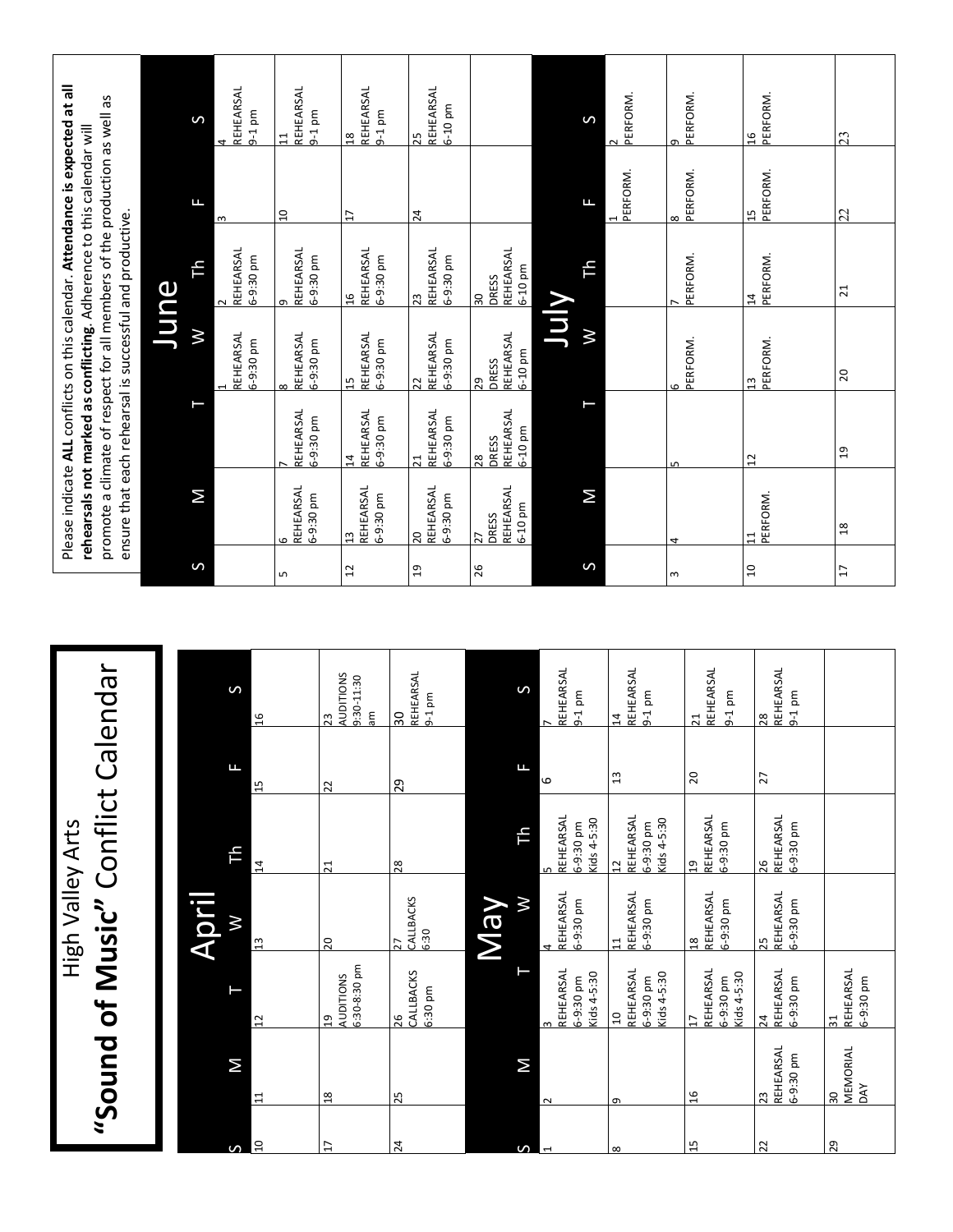# High Valley Arts

# **"Sound of Music"** Conflict Calendar

## April

| S | M | T | W | Th | F | S |
|---|---|---|---|---|---|---|
| 10 | 11 | 12 | 13 | 14 | 15 | 16 |
| 17 | 18 | 19 AUDITIONS 6:30-8:30 pm | 20 | 21 | 22 | 23 AUDITIONS 9:30-11:30 am |
| 24 | 25 | 26 CALLBACKS 6:30 pm | 27 CALLBACKS 6:30 | 28 | 29 | 30 REHEARSAL 9-1 pm |

## May

| S | M | T | W | Th | F | S |
|---|---|---|---|---|---|---|
| 1 | 2 | 3 REHEARSAL 6-9:30 pm Kids 4-5:30 | 4 REHEARSAL 6-9:30 pm | 5 REHEARSAL 6-9:30 pm Kids 4-5:30 | 6 | 7 REHEARSAL 9-1 pm |
| 8 | 9 | 10 REHEARSAL 6-9:30 pm Kids 4-5:30 | 11 REHEARSAL 6-9:30 pm | 12 REHEARSAL 6-9:30 pm Kids 4-5:30 | 13 | 14 REHEARSAL 9-1 pm |
| 15 | 16 | 17 REHEARSAL 6-9:30 pm Kids 4-5:30 | 18 REHEARSAL 6-9:30 pm | 19 REHEARSAL 6-9:30 pm | 20 | 21 REHEARSAL 9-1 pm |
| 22 | 23 REHEARSAL 6-9:30 pm | 24 REHEARSAL 6-9:30 pm | 25 REHEARSAL 6-9:30 pm | 26 REHEARSAL 6-9:30 pm | 27 | 28 REHEARSAL 9-1 pm |
| 29 | 30 MEMORIAL DAY | 31 REHEARSAL 6-9:30 pm | | | | |

Please indicate **ALL** conflicts on this calendar. **Attendance is expected at all rehearsals not marked as conflicting.** Adherence to this calendar will promote a climate of respect for all members of the production as well as ensure that each rehearsal is successful and productive.

## June

| S | M | T | W | Th | F | S |
|---|---|---|---|---|---|---|
| | | | 1 REHEARSAL 6-9:30 pm | 2 REHEARSAL 6-9:30 pm | 3 | 4 REHEARSAL 9-1 pm |
| 5 | 6 REHEARSAL 6-9:30 pm | 7 REHEARSAL 6-9:30 pm | 8 REHEARSAL 6-9:30 pm | 9 REHEARSAL 6-9:30 pm | 10 | 11 REHEARSAL 9-1 pm |
| 12 | 13 REHEARSAL 6-9:30 pm | 14 REHEARSAL 6-9:30 pm | 15 REHEARSAL 6-9:30 pm | 16 REHEARSAL 6-9:30 pm | 17 | 18 REHEARSAL 9-1 pm |
| 19 | 20 REHEARSAL 6-9:30 pm | 21 REHEARSAL 6-9:30 pm | 22 REHEARSAL 6-9:30 pm | 23 REHEARSAL 6-9:30 pm | 24 | 25 REHEARSAL 6-10 pm |
| 26 | 27 DRESS REHEARSAL 6-10 pm | 28 DRESS REHEARSAL 6-10 pm | 29 DRESS REHEARSAL 6-10 pm | 30 DRESS REHEARSAL 6-10 pm | | |

## July

| S | M | T | W | Th | F | S |
|---|---|---|---|---|---|---|
| | | | | | 1 PERFORM. | 2 PERFORM. |
| 3 | 4 | 5 | 6 PERFORM. | 7 PERFORM. | 8 PERFORM. | 9 PERFORM. |
| 10 | 11 PERFORM. | 12 | 13 PERFORM. | 14 PERFORM. | 15 PERFORM. | 16 PERFORM. |
| 17 | 18 | 19 | 20 | 21 | 22 | 23 |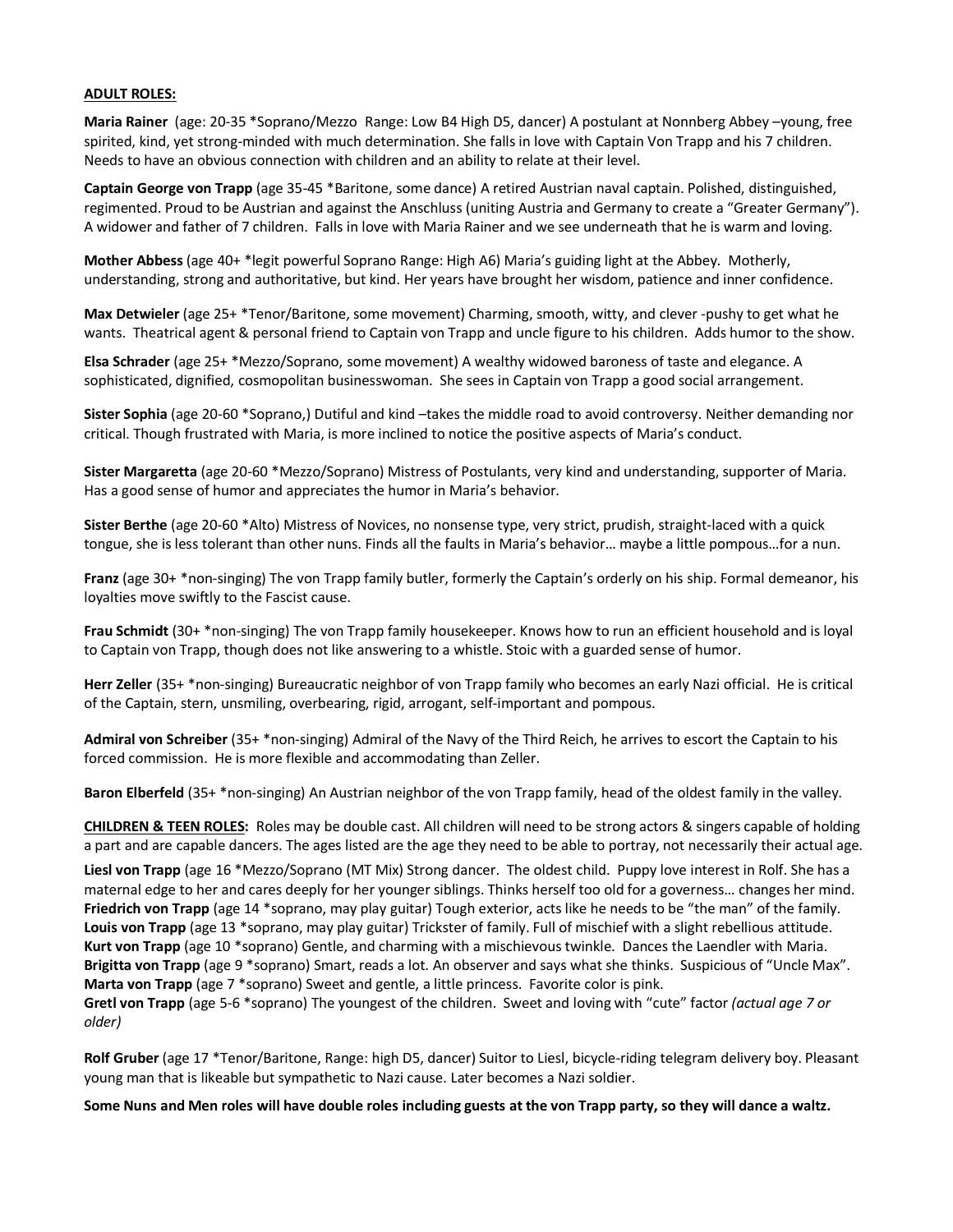**ADULT ROLES:**

**Maria Rainer** (age: 20-35 *Soprano/Mezzo Range: Low B4 High D5, dancer) A postulant at Nonnberg Abbey –young, free spirited, kind, yet strong-minded with much determination. She falls in love with Captain Von Trapp and his 7 children. Needs to have an obvious connection with children and an ability to relate at their level.

**Captain George von Trapp** (age 35-45 *Baritone, some dance) A retired Austrian naval captain. Polished, distinguished, regimented. Proud to be Austrian and against the Anschluss (uniting Austria and Germany to create a "Greater Germany"). A widower and father of 7 children. Falls in love with Maria Rainer and we see underneath that he is warm and loving.

**Mother Abbess** (age 40+ *legit powerful Soprano Range: High A6) Maria's guiding light at the Abbey. Motherly, understanding, strong and authoritative, but kind. Her years have brought her wisdom, patience and inner confidence.

**Max Detwieler** (age 25+ *Tenor/Baritone, some movement) Charming, smooth, witty, and clever -pushy to get what he wants. Theatrical agent & personal friend to Captain von Trapp and uncle figure to his children. Adds humor to the show.

**Elsa Schrader** (age 25+ *Mezzo/Soprano, some movement) A wealthy widowed baroness of taste and elegance. A sophisticated, dignified, cosmopolitan businesswoman. She sees in Captain von Trapp a good social arrangement.

**Sister Sophia** (age 20-60 *Soprano,) Dutiful and kind –takes the middle road to avoid controversy. Neither demanding nor critical. Though frustrated with Maria, is more inclined to notice the positive aspects of Maria's conduct.

**Sister Margaretta** (age 20-60 *Mezzo/Soprano) Mistress of Postulants, very kind and understanding, supporter of Maria. Has a good sense of humor and appreciates the humor in Maria's behavior.

**Sister Berthe** (age 20-60 *Alto) Mistress of Novices, no nonsense type, very strict, prudish, straight-laced with a quick tongue, she is less tolerant than other nuns. Finds all the faults in Maria's behavior… maybe a little pompous…for a nun.

**Franz** (age 30+ *non-singing) The von Trapp family butler, formerly the Captain's orderly on his ship. Formal demeanor, his loyalties move swiftly to the Fascist cause.

**Frau Schmidt** (30+ *non-singing) The von Trapp family housekeeper. Knows how to run an efficient household and is loyal to Captain von Trapp, though does not like answering to a whistle. Stoic with a guarded sense of humor.

**Herr Zeller** (35+ *non-singing) Bureaucratic neighbor of von Trapp family who becomes an early Nazi official. He is critical of the Captain, stern, unsmiling, overbearing, rigid, arrogant, self-important and pompous.

**Admiral von Schreiber** (35+ *non-singing) Admiral of the Navy of the Third Reich, he arrives to escort the Captain to his forced commission. He is more flexible and accommodating than Zeller.

**Baron Elberfeld** (35+ *non-singing) An Austrian neighbor of the von Trapp family, head of the oldest family in the valley.

**CHILDREN & TEEN ROLES:** Roles may be double cast. All children will need to be strong actors & singers capable of holding a part and are capable dancers. The ages listed are the age they need to be able to portray, not necessarily their actual age.

**Liesl von Trapp** (age 16 *Mezzo/Soprano (MT Mix) Strong dancer. The oldest child. Puppy love interest in Rolf. She has a maternal edge to her and cares deeply for her younger siblings. Thinks herself too old for a governess… changes her mind.
**Friedrich von Trapp** (age 14 *soprano, may play guitar) Tough exterior, acts like he needs to be "the man" of the family.
**Louis von Trapp** (age 13 *soprano, may play guitar) Trickster of family. Full of mischief with a slight rebellious attitude.
**Kurt von Trapp** (age 10 *soprano) Gentle, and charming with a mischievous twinkle. Dances the Laendler with Maria.
**Brigitta von Trapp** (age 9 *soprano) Smart, reads a lot. An observer and says what she thinks. Suspicious of "Uncle Max".
**Marta von Trapp** (age 7 *soprano) Sweet and gentle, a little princess. Favorite color is pink.
**Gretl von Trapp** (age 5-6 *soprano) The youngest of the children. Sweet and loving with "cute" factor *(actual age 7 or older)*

**Rolf Gruber** (age 17 *Tenor/Baritone, Range: high D5, dancer) Suitor to Liesl, bicycle-riding telegram delivery boy. Pleasant young man that is likeable but sympathetic to Nazi cause. Later becomes a Nazi soldier.

**Some Nuns and Men roles will have double roles including guests at the von Trapp party, so they will dance a waltz.**